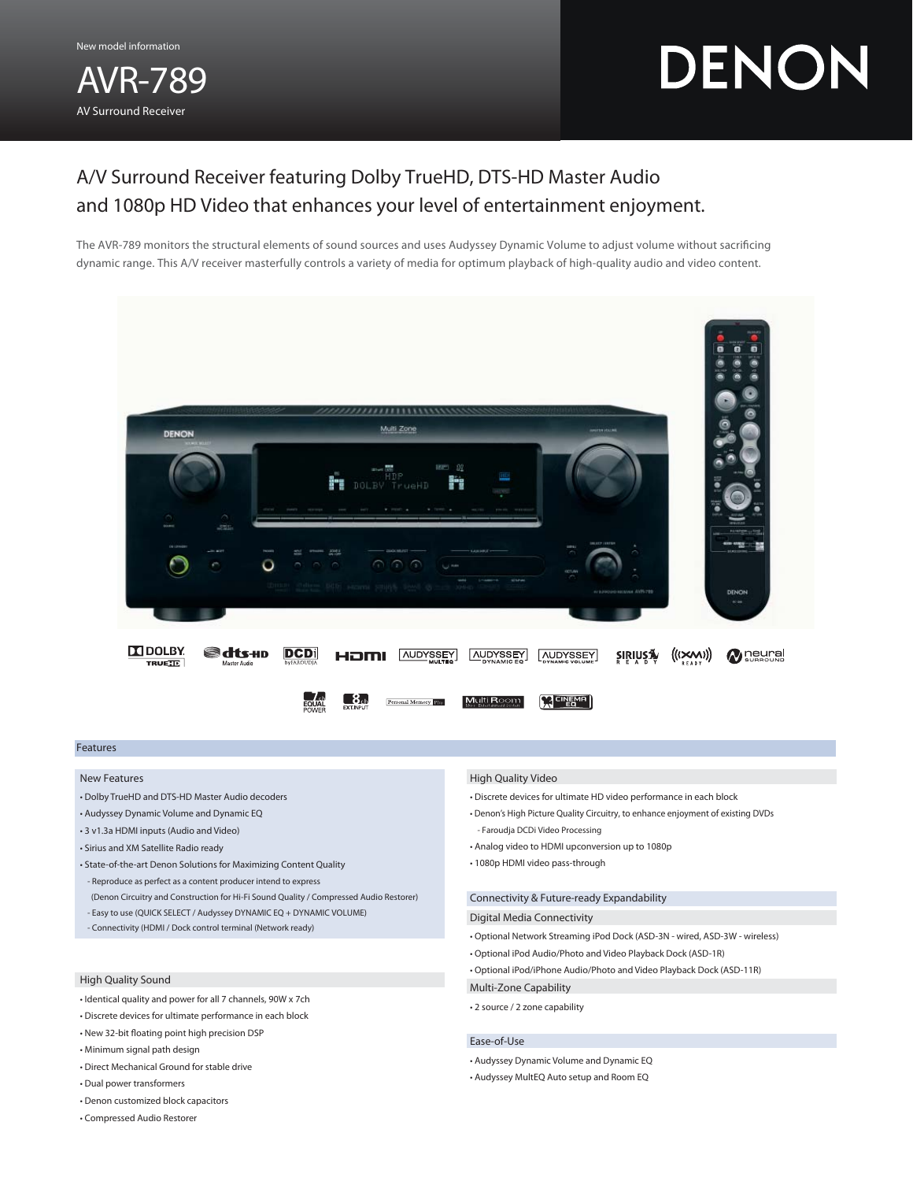New model information

# AVR-789

AV Surround Receiver

DENON

## A/V Surround Receiver featuring Dolby TrueHD, DTS-HD Master Audio and 1080p HD Video that enhances your level of entertainment enjoyment.

The AVR-789 monitors the structural elements of sound sources and uses Audyssey Dynamic Volume to adjust volume without sacrificing dynamic range. This A/V receiver masterfully controls a variety of media for optimum playback of high-quality audio and video content.

## Features

### New Features

- Dolby TrueHD and DTS-HD Master Audio decoders
- Audyssey Dynamic Volume and Dynamic EQ
- 3 v1.3a HDMI inputs (Audio and Video)
- Sirius and XM Satellite Radio ready
- State-of-the-art Denon Solutions for Maximizing Content Quality
  - Reproduce as perfect as a content producer intend to express (Denon Circuitry and Construction for Hi-Fi Sound Quality / Compressed Audio Restorer)
  - Easy to use (QUICK SELECT / Audyssey DYNAMIC EQ + DYNAMIC VOLUME)
  - Connectivity (HDMI / Dock control terminal (Network ready)

### High Quality Sound

- Identical quality and power for all 7 channels, 90W x 7ch
- Discrete devices for ultimate performance in each block
- New 32-bit floating point high precision DSP
- Minimum signal path design
- Direct Mechanical Ground for stable drive
- Dual power transformers
- Denon customized block capacitors
- Compressed Audio Restorer

### High Quality Video

- Discrete devices for ultimate HD video performance in each block
- Denon's High Picture Quality Circuitry, to enhance enjoyment of existing DVDs
  - Faroudja DCDi Video Processing
- Analog video to HDMI upconversion up to 1080p
- 1080p HDMI video pass-through

### Connectivity & Future-ready Expandability

#### Digital Media Connectivity

- Optional Network Streaming iPod Dock (ASD-3N - wired, ASD-3W - wireless)
- Optional iPod Audio/Photo and Video Playback Dock (ASD-1R)
- Optional iPod/iPhone Audio/Photo and Video Playback Dock (ASD-11R)

#### Multi-Zone Capability

- 2 source / 2 zone capability

### Ease-of-Use

- Audyssey Dynamic Volume and Dynamic EQ
- Audyssey MultEQ Auto setup and Room EQ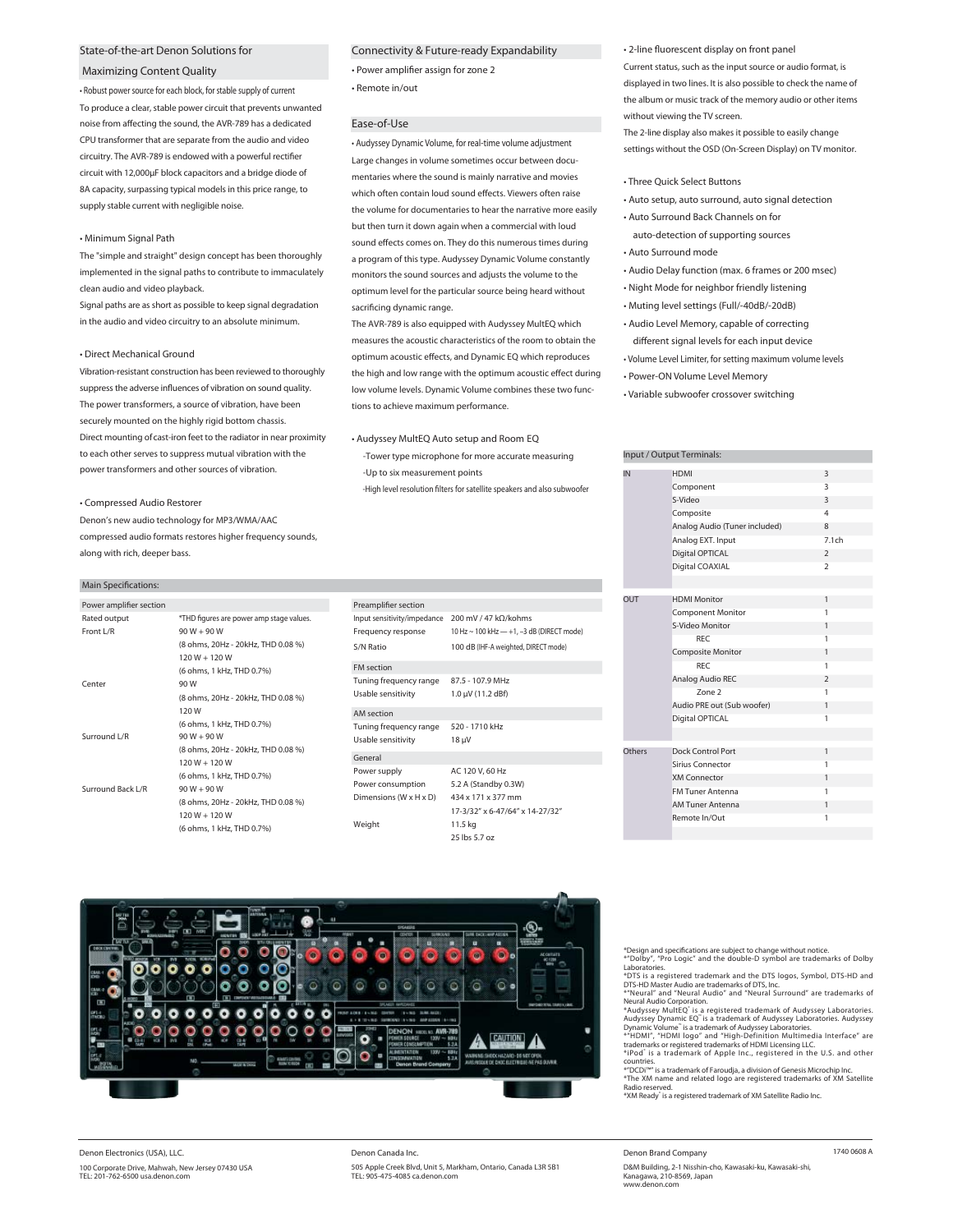## State-of-the-art Denon Solutions for Maximizing Content Quality

• Robust power source for each block, for stable supply of current

To produce a clear, stable power circuit that prevents unwanted noise from affecting the sound, the AVR-789 has a dedicated CPU transformer that are separate from the audio and video circuitry. The AVR-789 is endowed with a powerful rectifier circuit with 12,000μF block capacitors and a bridge diode of 8A capacity, surpassing typical models in this price range, to supply stable current with negligible noise.

• Minimum Signal Path

The "simple and straight" design concept has been thoroughly implemented in the signal paths to contribute to immaculately clean audio and video playback.

Signal paths are as short as possible to keep signal degradation in the audio and video circuitry to an absolute minimum.

• Direct Mechanical Ground

Vibration-resistant construction has been reviewed to thoroughly suppress the adverse influences of vibration on sound quality. The power transformers, a source of vibration, have been securely mounted on the highly rigid bottom chassis.

Direct mounting of cast-iron feet to the radiator in near proximity to each other serves to suppress mutual vibration with the power transformers and other sources of vibration.

• Compressed Audio Restorer

Denon's new audio technology for MP3/WMA/AAC compressed audio formats restores higher frequency sounds, along with rich, deeper bass.

## Connectivity & Future-ready Expandability

• Power amplifier assign for zone 2
• Remote in/out

## Ease-of-Use

• Audyssey Dynamic Volume, for real-time volume adjustment

Large changes in volume sometimes occur between documentaries where the sound is mainly narrative and movies which often contain loud sound effects. Viewers often raise the volume for documentaries to hear the narrative more easily but then turn it down again when a commercial with loud sound effects comes on. They do this numerous times during a program of this type. Audyssey Dynamic Volume constantly monitors the sound sources and adjusts the volume to the optimum level for the particular source being heard without sacrificing dynamic range.

The AVR-789 is also equipped with Audyssey MultEQ which measures the acoustic characteristics of the room to obtain the optimum acoustic effects, and Dynamic EQ which reproduces the high and low range with the optimum acoustic effect during low volume levels. Dynamic Volume combines these two functions to achieve maximum performance.

• Audyssey MultEQ Auto setup and Room EQ
  - Tower type microphone for more accurate measuring
  - Up to six measurement points
  - High level resolution filters for satellite speakers and also subwoofer

• 2-line fluorescent display on front panel

Current status, such as the input source or audio format, is displayed in two lines. It is also possible to check the name of the album or music track of the memory audio or other items without viewing the TV screen.

The 2-line display also makes it possible to easily change settings without the OSD (On-Screen Display) on TV monitor.

• Three Quick Select Buttons
• Auto setup, auto surround, auto signal detection
• Auto Surround Back Channels on for auto-detection of supporting sources
• Auto Surround mode
• Audio Delay function (max. 6 frames or 200 msec)
• Night Mode for neighbor friendly listening
• Muting level settings (Full/-40dB/-20dB)
• Audio Level Memory, capable of correcting different signal levels for each input device
• Volume Level Limiter, for setting maximum volume levels
• Power-ON Volume Level Memory
• Variable subwoofer crossover switching

## Input / Output Terminals:

| | | |
|---|---|---|
| IN | HDMI | 3 |
| | Component | 3 |
| | S-Video | 3 |
| | Composite | 4 |
| | Analog Audio (Tuner included) | 8 |
| | Analog EXT. Input | 7.1ch |
| | Digital OPTICAL | 2 |
| | Digital COAXIAL | 2 |
| OUT | HDMI Monitor | 1 |
| | Component Monitor | 1 |
| | S-Video Monitor | 1 |
| | REC | 1 |
| | Composite Monitor | 1 |
| | REC | 1 |
| | Analog Audio REC | 2 |
| | Zone 2 | 1 |
| | Audio PRE out (Sub woofer) | 1 |
| | Digital OPTICAL | 1 |
| Others | Dock Control Port | 1 |
| | Sirius Connector | 1 |
| | XM Connector | 1 |
| | FM Tuner Antenna | 1 |
| | AM Tuner Antenna | 1 |
| | Remote In/Out | 1 |

## Main Specifications:

| Power amplifier section | |
|---|---|
| Rated output | *THD figures are power amp stage values. |
| Front L/R | 90 W + 90 W<br>(8 ohms, 20Hz - 20kHz, THD 0.08 %)<br>120 W + 120 W<br>(6 ohms, 1 kHz, THD 0.7%) |
| Center | 90 W<br>(8 ohms, 20Hz - 20kHz, THD 0.08 %)<br>120 W<br>(6 ohms, 1 kHz, THD 0.7%) |
| Surround L/R | 90 W + 90 W<br>(8 ohms, 20Hz - 20kHz, THD 0.08 %)<br>120 W + 120 W<br>(6 ohms, 1 kHz, THD 0.7%) |
| Surround Back L/R | 90 W + 90 W<br>(8 ohms, 20Hz - 20kHz, THD 0.08 %)<br>120 W + 120 W<br>(6 ohms, 1 kHz, THD 0.7%) |

| Preamplifier section | |
|---|---|
| Input sensitivity/impedance | 200 mV / 47 kΩ/kohms |
| Frequency response | 10 Hz ~ 100 kHz — +1, −3 dB (DIRECT mode) |
| S/N Ratio | 100 dB (IHF-A weighted, DIRECT mode) |
| **FM section** | |
| Tuning frequency range | 87.5 - 107.9 MHz |
| Usable sensitivity | 1.0 μV (11.2 dBf) |
| **AM section** | |
| Tuning frequency range | 520 - 1710 kHz |
| Usable sensitivity | 18 μV |
| **General** | |
| Power supply | AC 120 V, 60 Hz |
| Power consumption | 5.2 A (Standby 0.3W) |
| Dimensions (W x H x D) | 434 x 171 x 377 mm<br>17-3/32" x 6-47/64" x 14-27/32" |
| Weight | 11.5 kg<br>25 lbs 5.7 oz |

*Design and specifications are subject to change without notice.
*"Dolby", "Pro Logic" and the double-D symbol are trademarks of Dolby Laboratories.
*DTS is a registered trademark and the DTS logos, Symbol, DTS-HD and DTS-HD Master Audio are trademarks of DTS, Inc.
*"Neural" and "Neural Audio" and "Neural Surround" are trademarks of Neural Audio Corporation.
*Audyssey MultEQ® is a registered trademark of Audyssey Laboratories. Audyssey Dynamic EQ™ is a trademark of Audyssey Laboratories. Audyssey Dynamic Volume™ is a trademark of Audyssey Laboratories.
*"HDMI", "HDMI logo" and "High-Definition Multimedia Interface" are trademarks or registered trademarks of HDMI Licensing LLC.
*iPod® is a trademark of Apple Inc., registered in the U.S. and other countries.
*"DCDi™" is a trademark of Faroudja, a division of Genesis Microchip Inc.
*The XM name and related logo are registered trademarks of XM Satellite Radio reserved.
*XM Ready® is a registered trademark of XM Satellite Radio Inc.

Denon Electronics (USA), LLC.
100 Corporate Drive, Mahwah, New Jersey 07430 USA
TEL: 201-762-6500 usa.denon.com

Denon Canada Inc.
505 Apple Creek Blvd, Unit 5, Markham, Ontario, Canada L3R 5B1
TEL: 905-475-4085 ca.denon.com

Denon Brand Company
D&M Building, 2-1 Nisshin-cho, Kawasaki-ku, Kawasaki-shi, Kanagawa, 210-8569, Japan
www.denon.com

1740 0608 A